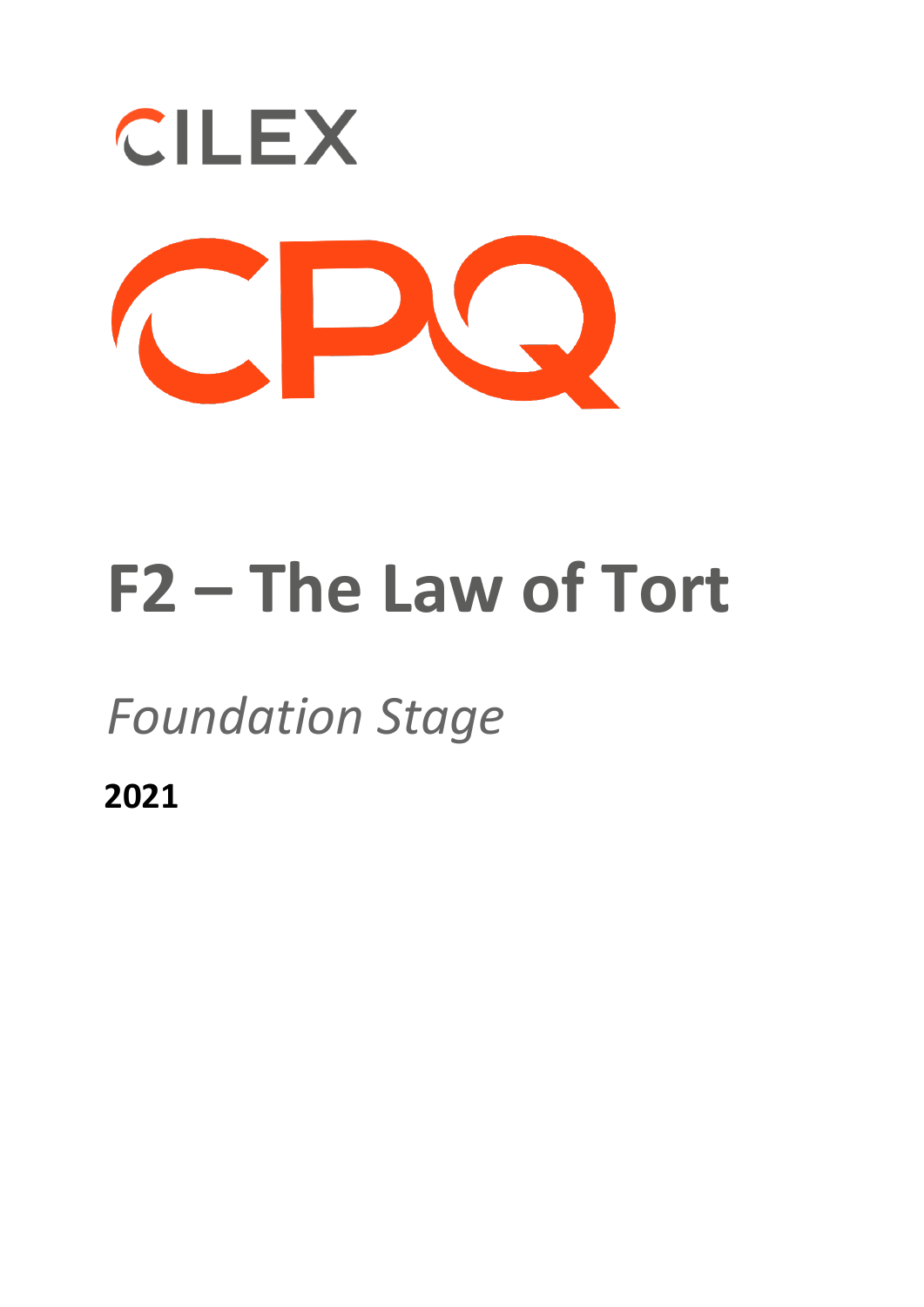CILEX

CPQ

# F2 – The Law of Tort

*Foundation Stage*

**2021**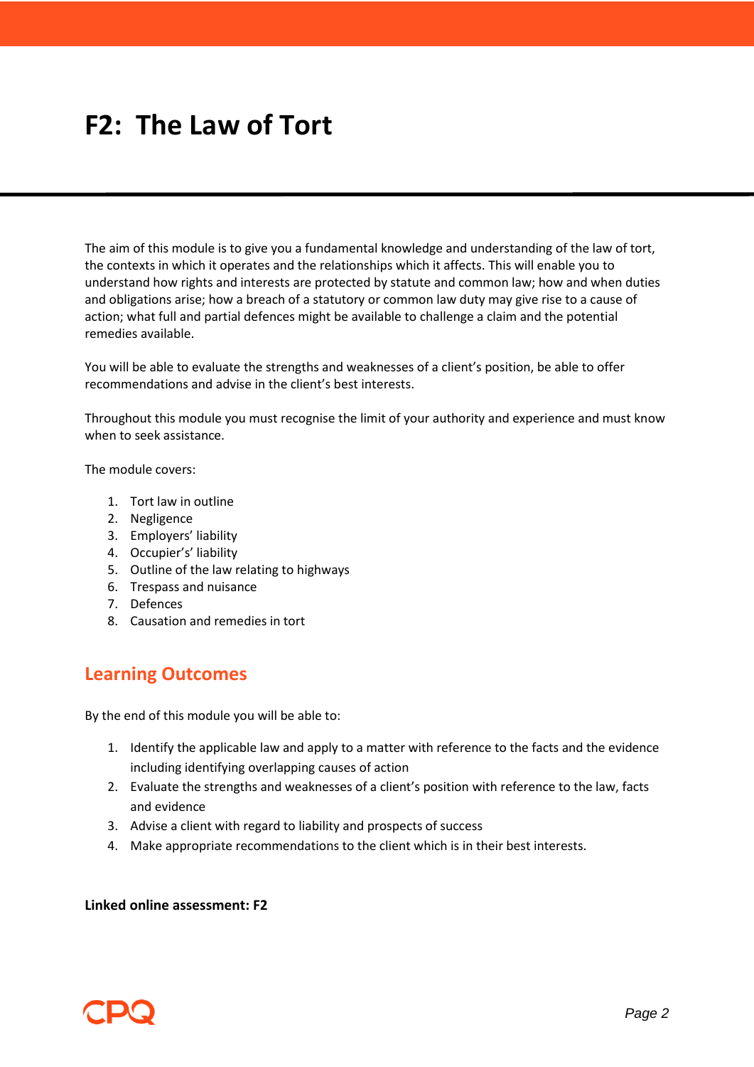# F2: The Law of Tort

The aim of this module is to give you a fundamental knowledge and understanding of the law of tort, the contexts in which it operates and the relationships which it affects. This will enable you to understand how rights and interests are protected by statute and common law; how and when duties and obligations arise; how a breach of a statutory or common law duty may give rise to a cause of action; what full and partial defences might be available to challenge a claim and the potential remedies available.

You will be able to evaluate the strengths and weaknesses of a client's position, be able to offer recommendations and advise in the client's best interests.

Throughout this module you must recognise the limit of your authority and experience and must know when to seek assistance.

The module covers:

1. Tort law in outline
2. Negligence
3. Employers' liability
4. Occupier's' liability
5. Outline of the law relating to highways
6. Trespass and nuisance
7. Defences
8. Causation and remedies in tort

## Learning Outcomes

By the end of this module you will be able to:

1. Identify the applicable law and apply to a matter with reference to the facts and the evidence including identifying overlapping causes of action
2. Evaluate the strengths and weaknesses of a client's position with reference to the law, facts and evidence
3. Advise a client with regard to liability and prospects of success
4. Make appropriate recommendations to the client which is in their best interests.

**Linked online assessment: F2**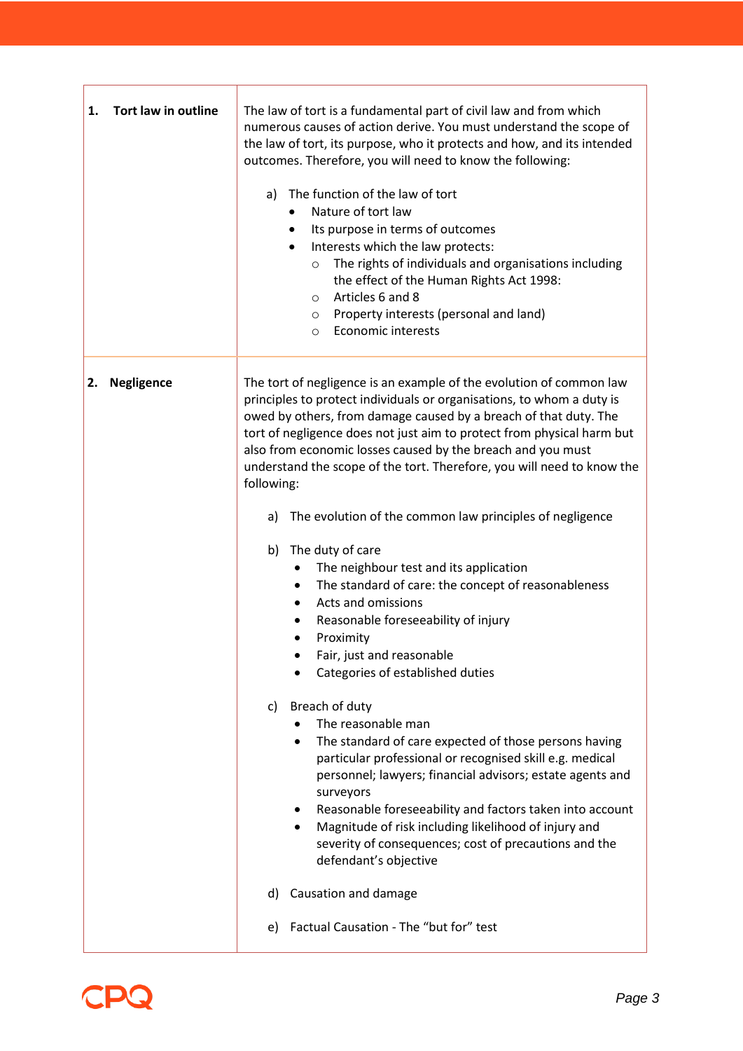| | |
|---|---|
| **1. Tort law in outline** | The law of tort is a fundamental part of civil law and from which numerous causes of action derive. You must understand the scope of the law of tort, its purpose, who it protects and how, and its intended outcomes. Therefore, you will need to know the following:<br><br>a) The function of the law of tort<br>• Nature of tort law<br>• Its purpose in terms of outcomes<br>• Interests which the law protects:<br>&nbsp;&nbsp;&nbsp;&nbsp;○ The rights of individuals and organisations including the effect of the Human Rights Act 1998:<br>&nbsp;&nbsp;&nbsp;&nbsp;○ Articles 6 and 8<br>&nbsp;&nbsp;&nbsp;&nbsp;○ Property interests (personal and land)<br>&nbsp;&nbsp;&nbsp;&nbsp;○ Economic interests |
| **2. Negligence** | The tort of negligence is an example of the evolution of common law principles to protect individuals or organisations, to whom a duty is owed by others, from damage caused by a breach of that duty. The tort of negligence does not just aim to protect from physical harm but also from economic losses caused by the breach and you must understand the scope of the tort. Therefore, you will need to know the following:<br><br>a) The evolution of the common law principles of negligence<br><br>b) The duty of care<br>• The neighbour test and its application<br>• The standard of care: the concept of reasonableness<br>• Acts and omissions<br>• Reasonable foreseeability of injury<br>• Proximity<br>• Fair, just and reasonable<br>• Categories of established duties<br><br>c) Breach of duty<br>• The reasonable man<br>• The standard of care expected of those persons having particular professional or recognised skill e.g. medical personnel; lawyers; financial advisors; estate agents and surveyors<br>• Reasonable foreseeability and factors taken into account<br>• Magnitude of risk including likelihood of injury and severity of consequences; cost of precautions and the defendant's objective<br><br>d) Causation and damage<br><br>e) Factual Causation - The "but for" test |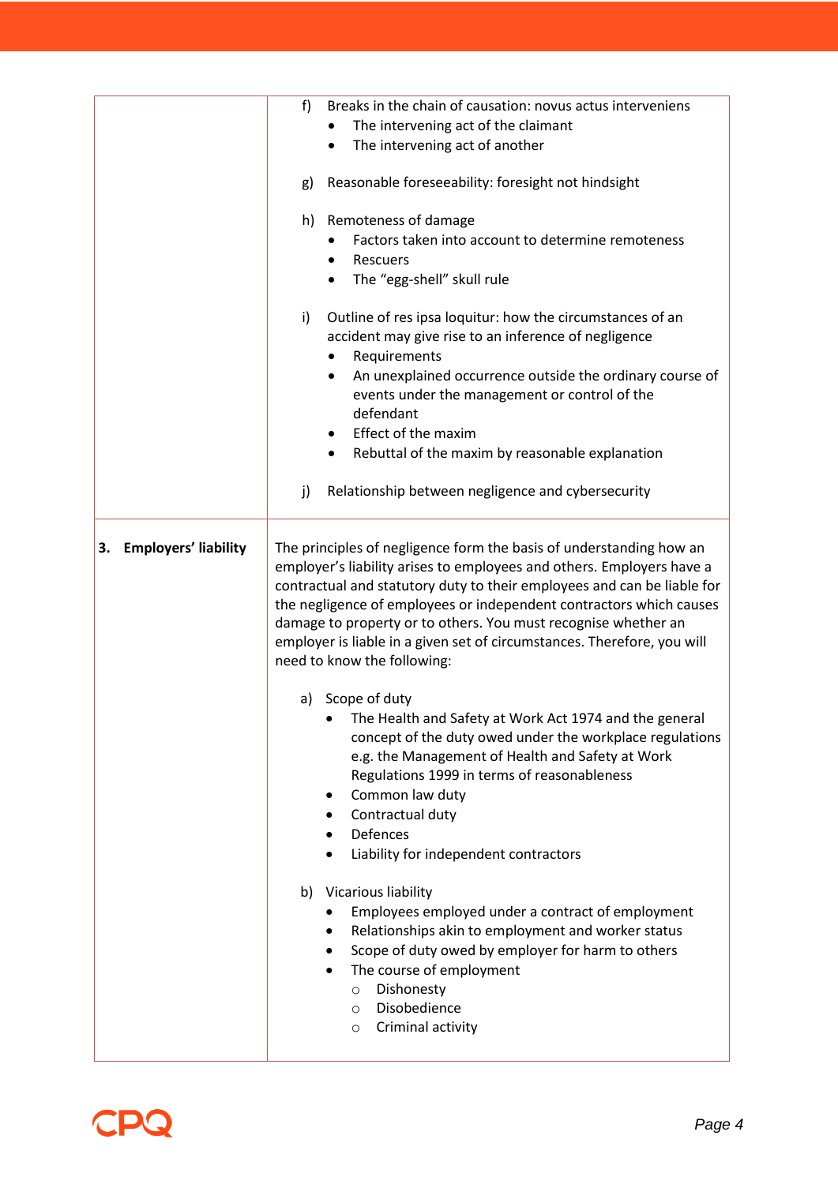| | |
|---|---|
| | f) Breaks in the chain of causation: novus actus interveniens<br>• The intervening act of the claimant<br>• The intervening act of another<br><br>g) Reasonable foreseeability: foresight not hindsight<br><br>h) Remoteness of damage<br>• Factors taken into account to determine remoteness<br>• Rescuers<br>• The "egg-shell" skull rule<br><br>i) Outline of res ipsa loquitur: how the circumstances of an accident may give rise to an inference of negligence<br>• Requirements<br>• An unexplained occurrence outside the ordinary course of events under the management or control of the defendant<br>• Effect of the maxim<br>• Rebuttal of the maxim by reasonable explanation<br><br>j) Relationship between negligence and cybersecurity |
| **3. Employers' liability** | The principles of negligence form the basis of understanding how an employer's liability arises to employees and others. Employers have a contractual and statutory duty to their employees and can be liable for the negligence of employees or independent contractors which causes damage to property or to others. You must recognise whether an employer is liable in a given set of circumstances. Therefore, you will need to know the following:<br><br>a) Scope of duty<br>• The Health and Safety at Work Act 1974 and the general concept of the duty owed under the workplace regulations e.g. the Management of Health and Safety at Work Regulations 1999 in terms of reasonableness<br>• Common law duty<br>• Contractual duty<br>• Defences<br>• Liability for independent contractors<br><br>b) Vicarious liability<br>• Employees employed under a contract of employment<br>• Relationships akin to employment and worker status<br>• Scope of duty owed by employer for harm to others<br>• The course of employment<br>  ○ Dishonesty<br>  ○ Disobedience<br>  ○ Criminal activity |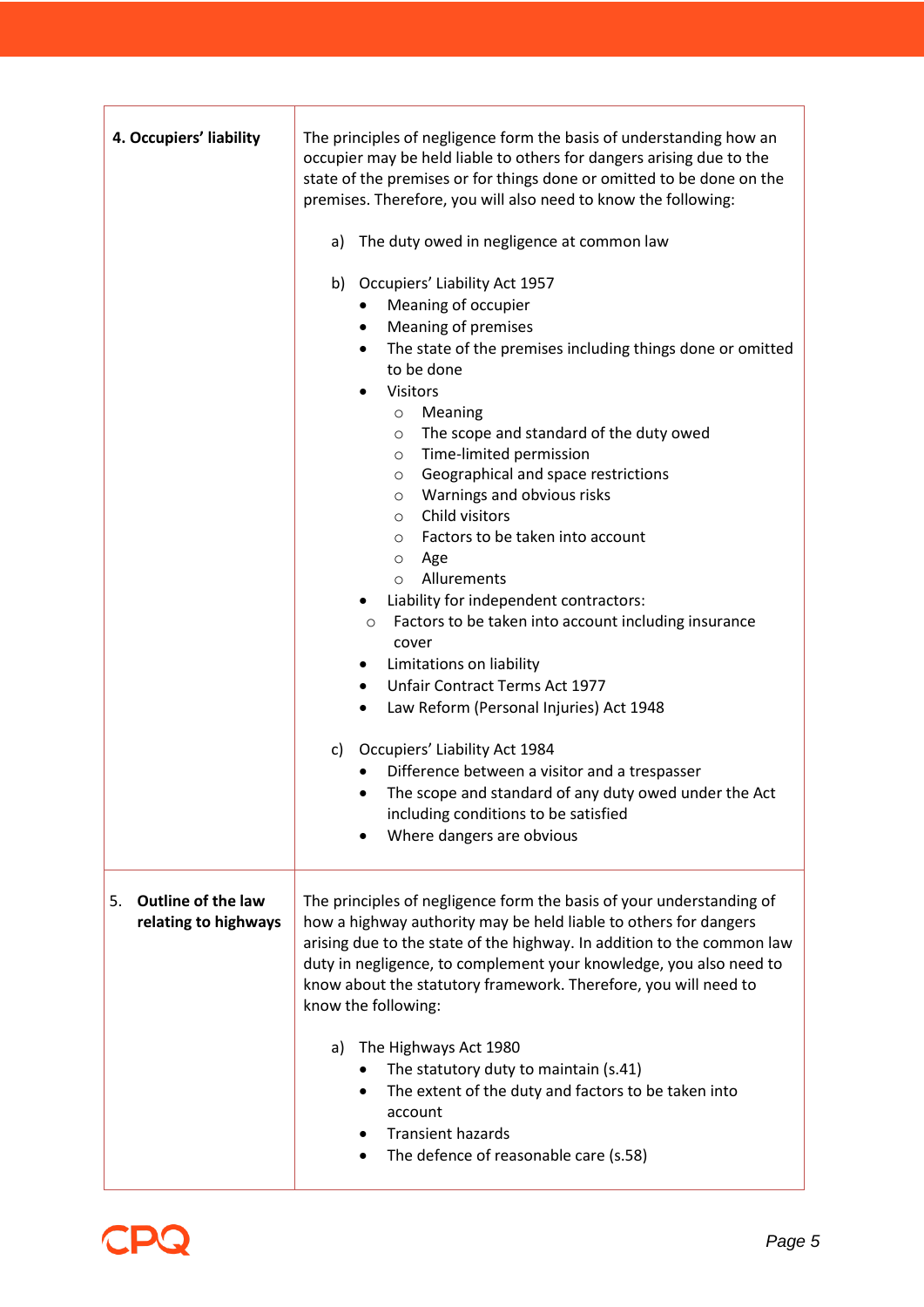| | |
|---|---|
| **4. Occupiers' liability** | The principles of negligence form the basis of understanding how an occupier may be held liable to others for dangers arising due to the state of the premises or for things done or omitted to be done on the premises. Therefore, you will also need to know the following:<br><br>a) The duty owed in negligence at common law<br><br>b) Occupiers' Liability Act 1957<br>• Meaning of occupier<br>• Meaning of premises<br>• The state of the premises including things done or omitted to be done<br>• Visitors<br>&nbsp;&nbsp;○ Meaning<br>&nbsp;&nbsp;○ The scope and standard of the duty owed<br>&nbsp;&nbsp;○ Time-limited permission<br>&nbsp;&nbsp;○ Geographical and space restrictions<br>&nbsp;&nbsp;○ Warnings and obvious risks<br>&nbsp;&nbsp;○ Child visitors<br>&nbsp;&nbsp;○ Factors to be taken into account<br>&nbsp;&nbsp;○ Age<br>&nbsp;&nbsp;○ Allurements<br>• Liability for independent contractors:<br>&nbsp;&nbsp;○ Factors to be taken into account including insurance cover<br>• Limitations on liability<br>• Unfair Contract Terms Act 1977<br>• Law Reform (Personal Injuries) Act 1948<br><br>c) Occupiers' Liability Act 1984<br>• Difference between a visitor and a trespasser<br>• The scope and standard of any duty owed under the Act including conditions to be satisfied<br>• Where dangers are obvious |
| **5. Outline of the law relating to highways** | The principles of negligence form the basis of your understanding of how a highway authority may be held liable to others for dangers arising due to the state of the highway. In addition to the common law duty in negligence, to complement your knowledge, you also need to know about the statutory framework. Therefore, you will need to know the following:<br><br>a) The Highways Act 1980<br>• The statutory duty to maintain (s.41)<br>• The extent of the duty and factors to be taken into account<br>• Transient hazards<br>• The defence of reasonable care (s.58) |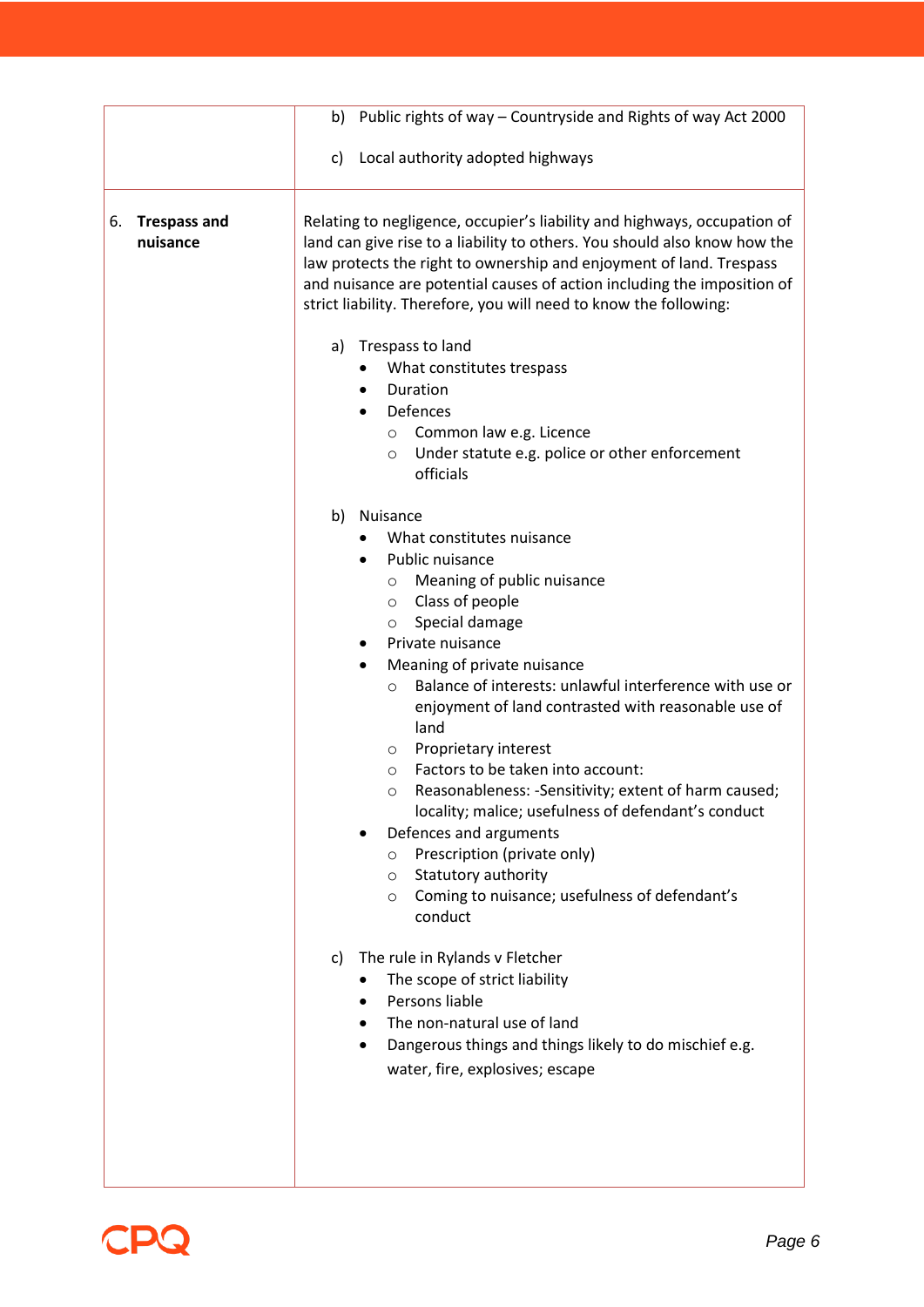| | |
|---|---|
| | b) Public rights of way – Countryside and Rights of way Act 2000<br><br>c) Local authority adopted highways |
| 6. **Trespass and nuisance** | Relating to negligence, occupier's liability and highways, occupation of land can give rise to a liability to others. You should also know how the law protects the right to ownership and enjoyment of land. Trespass and nuisance are potential causes of action including the imposition of strict liability. Therefore, you will need to know the following:<br><br>a) Trespass to land<br>• What constitutes trespass<br>• Duration<br>• Defences<br>&nbsp;&nbsp;&nbsp;&nbsp;○ Common law e.g. Licence<br>&nbsp;&nbsp;&nbsp;&nbsp;○ Under statute e.g. police or other enforcement officials<br><br>b) Nuisance<br>• What constitutes nuisance<br>• Public nuisance<br>&nbsp;&nbsp;&nbsp;&nbsp;○ Meaning of public nuisance<br>&nbsp;&nbsp;&nbsp;&nbsp;○ Class of people<br>&nbsp;&nbsp;&nbsp;&nbsp;○ Special damage<br>• Private nuisance<br>• Meaning of private nuisance<br>&nbsp;&nbsp;&nbsp;&nbsp;○ Balance of interests: unlawful interference with use or enjoyment of land contrasted with reasonable use of land<br>&nbsp;&nbsp;&nbsp;&nbsp;○ Proprietary interest<br>&nbsp;&nbsp;&nbsp;&nbsp;○ Factors to be taken into account:<br>&nbsp;&nbsp;&nbsp;&nbsp;○ Reasonableness: -Sensitivity; extent of harm caused; locality; malice; usefulness of defendant's conduct<br>• Defences and arguments<br>&nbsp;&nbsp;&nbsp;&nbsp;○ Prescription (private only)<br>&nbsp;&nbsp;&nbsp;&nbsp;○ Statutory authority<br>&nbsp;&nbsp;&nbsp;&nbsp;○ Coming to nuisance; usefulness of defendant's conduct<br><br>c) The rule in Rylands v Fletcher<br>• The scope of strict liability<br>• Persons liable<br>• The non-natural use of land<br>• Dangerous things and things likely to do mischief e.g. water, fire, explosives; escape |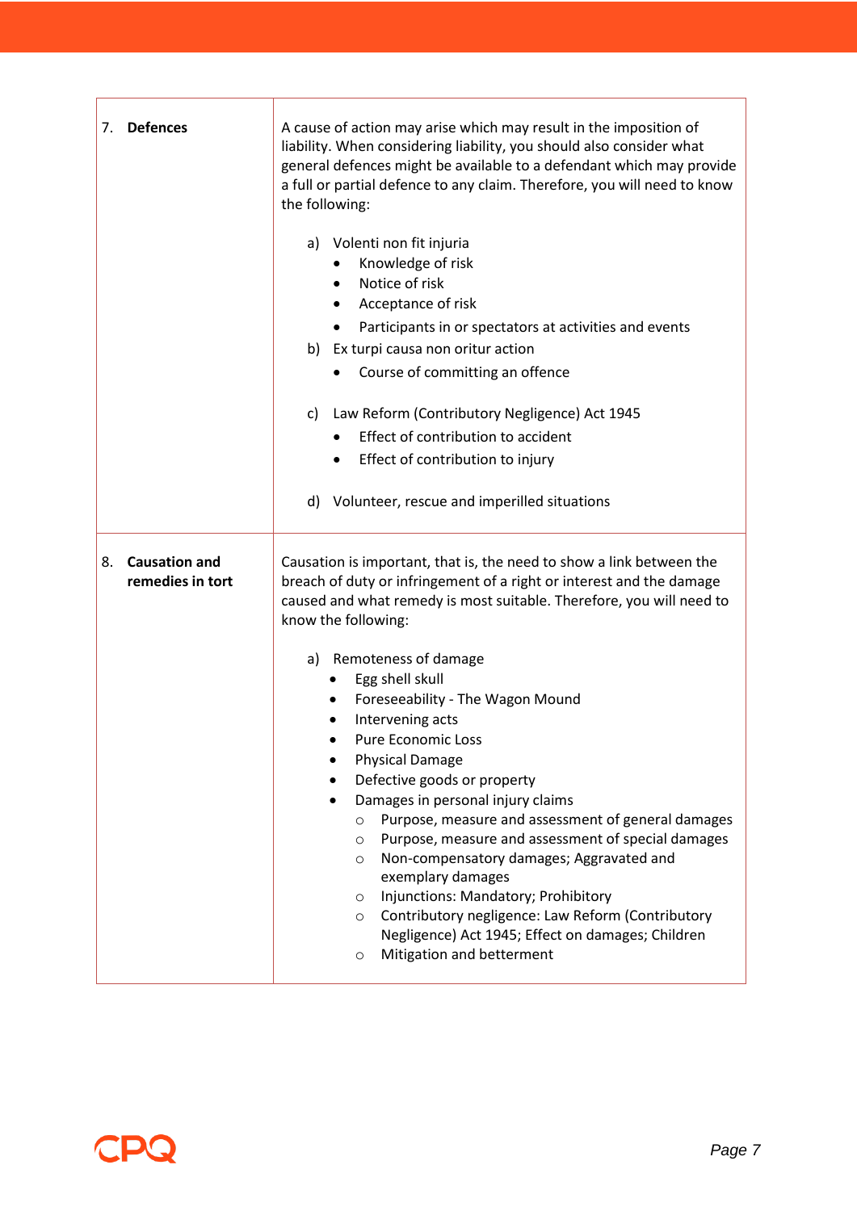| | |
|---|---|
| 7. **Defences** | A cause of action may arise which may result in the imposition of liability. When considering liability, you should also consider what general defences might be available to a defendant which may provide a full or partial defence to any claim. Therefore, you will need to know the following:<br><br>a) Volenti non fit injuria<br>• Knowledge of risk<br>• Notice of risk<br>• Acceptance of risk<br>• Participants in or spectators at activities and events<br>b) Ex turpi causa non oritur action<br>• Course of committing an offence<br><br>c) Law Reform (Contributory Negligence) Act 1945<br>• Effect of contribution to accident<br>• Effect of contribution to injury<br><br>d) Volunteer, rescue and imperilled situations |
| 8. **Causation and remedies in tort** | Causation is important, that is, the need to show a link between the breach of duty or infringement of a right or interest and the damage caused and what remedy is most suitable. Therefore, you will need to know the following:<br><br>a) Remoteness of damage<br>• Egg shell skull<br>• Foreseeability - The Wagon Mound<br>• Intervening acts<br>• Pure Economic Loss<br>• Physical Damage<br>• Defective goods or property<br>• Damages in personal injury claims<br>○ Purpose, measure and assessment of general damages<br>○ Purpose, measure and assessment of special damages<br>○ Non-compensatory damages; Aggravated and exemplary damages<br>○ Injunctions: Mandatory; Prohibitory<br>○ Contributory negligence: Law Reform (Contributory Negligence) Act 1945; Effect on damages; Children<br>○ Mitigation and betterment |